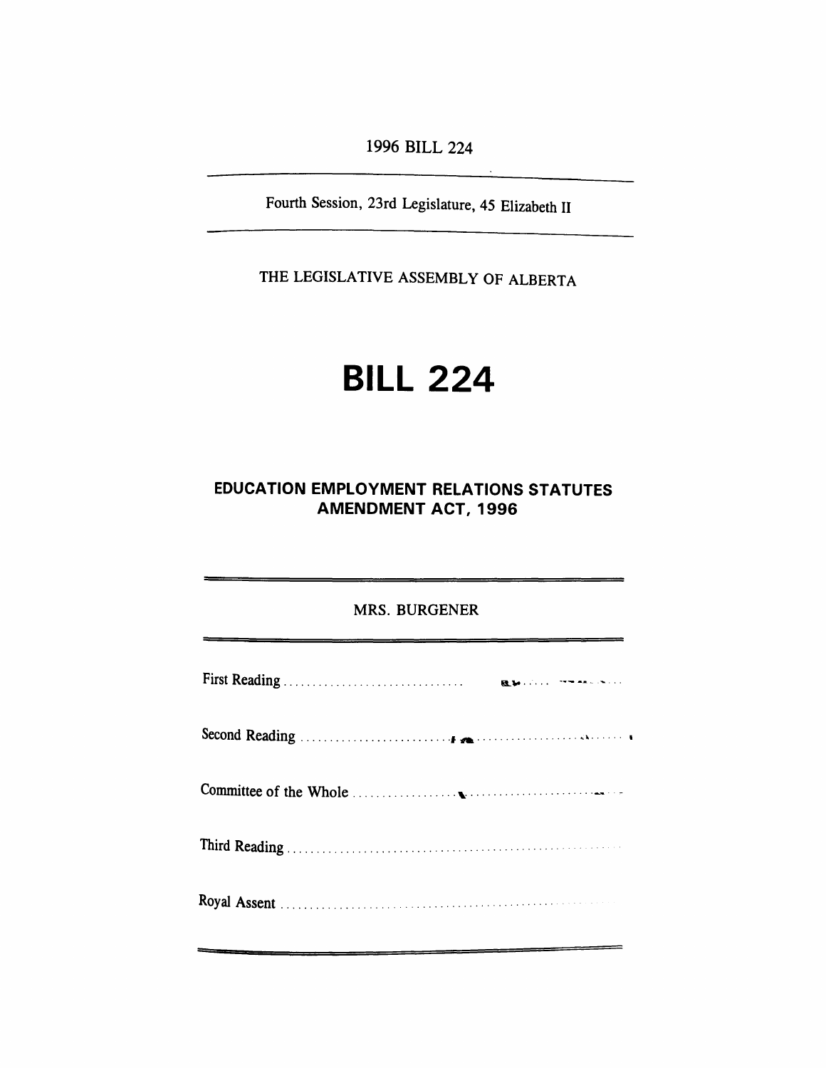1996 BILL 224

Fourth Session, 23rd Legislature, 45 Elizabeth II

THE LEGISLATIVE ASSEMBLY OF ALBERTA

# BILL 224

## EDUCATION EMPLOYMENT RELATIONS STATUTES AMENDMENT ACT, 1996

MRS. BURGENER

First Reading ..............................................

Second Reading ..............................................

Committee of the Whole ..............................................

Third Reading ..............................................

Royal Assent ..............................................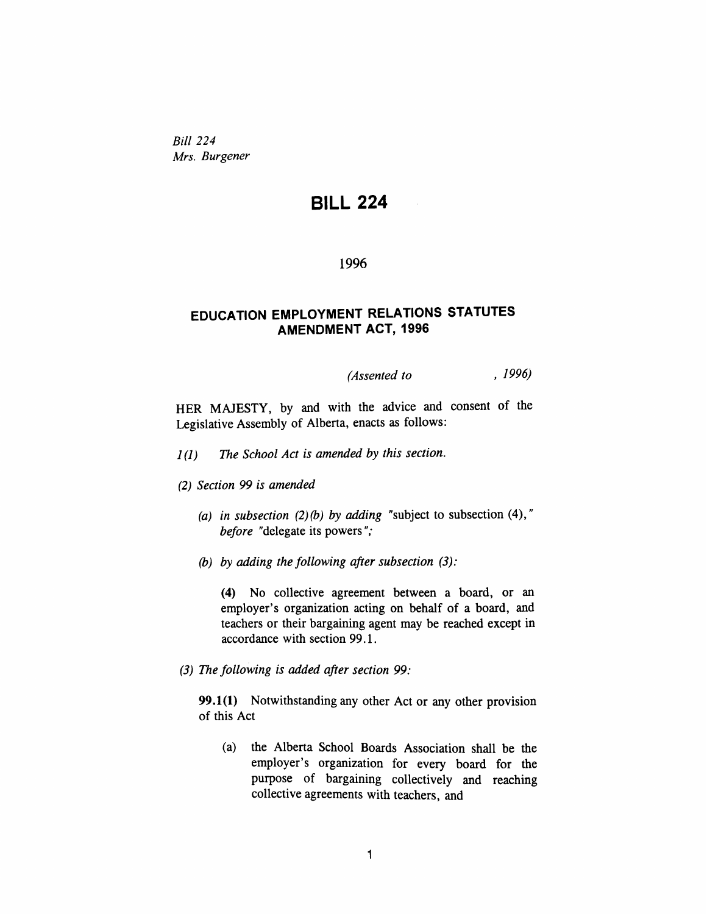*Bill 224*
*Mrs. Burgener*

# BILL 224

1996

## EDUCATION EMPLOYMENT RELATIONS STATUTES AMENDMENT ACT, 1996

*(Assented to , 1996)*

HER MAJESTY, by and with the advice and consent of the Legislative Assembly of Alberta, enacts as follows:

*1(1) The School Act is amended by this section.*

*(2) Section 99 is amended*

*(a) in subsection (2)(b) by adding* "subject to subsection (4)," *before* "delegate its powers";

*(b) by adding the following after subsection (3):*

**(4)** No collective agreement between a board, or an employer's organization acting on behalf of a board, and teachers or their bargaining agent may be reached except in accordance with section 99.1.

*(3) The following is added after section 99:*

**99.1(1)** Notwithstanding any other Act or any other provision of this Act

(a) the Alberta School Boards Association shall be the employer's organization for every board for the purpose of bargaining collectively and reaching collective agreements with teachers, and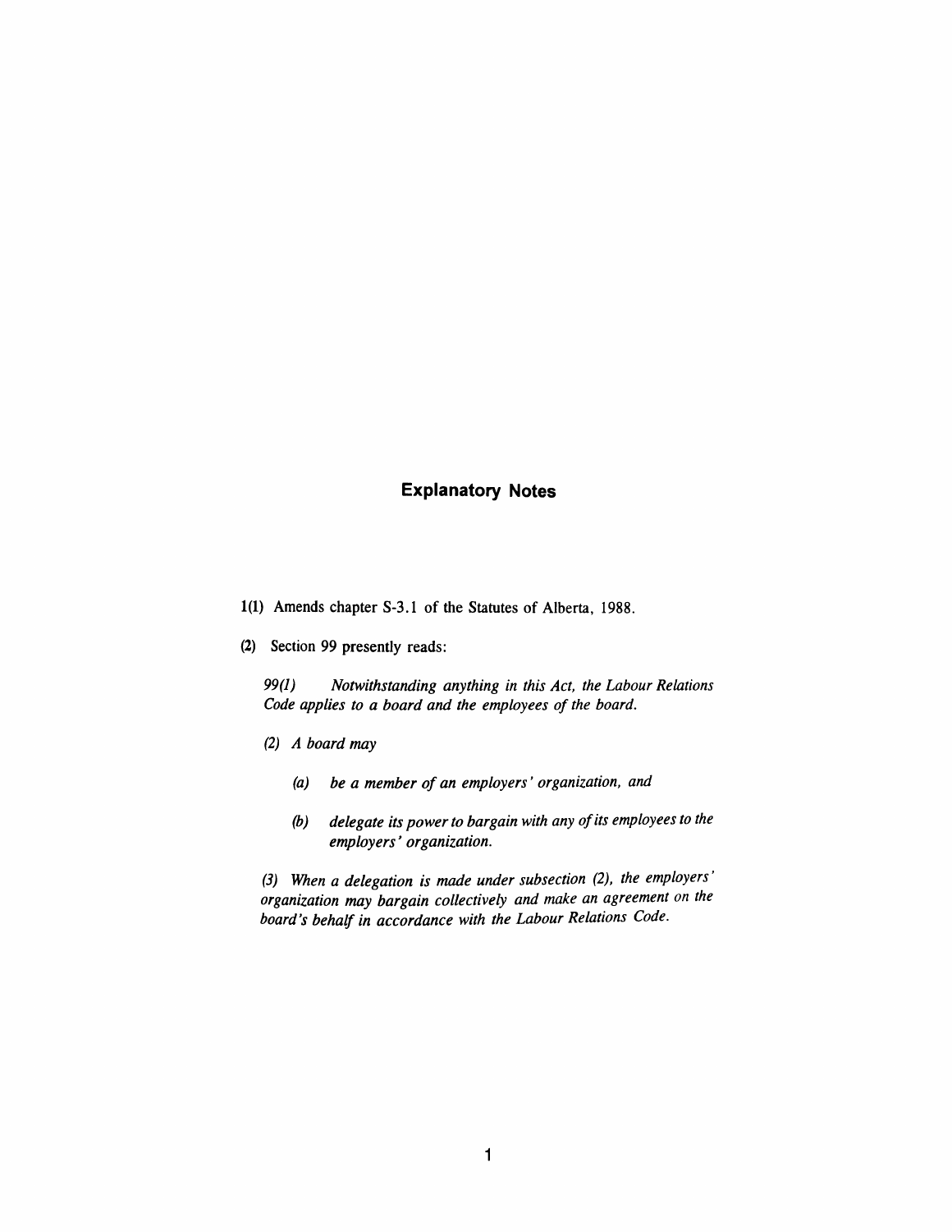## Explanatory Notes

**1(1)** Amends chapter S-3.1 of the Statutes of Alberta, 1988.

**(2)** Section 99 presently reads:

> *99(1) Notwithstanding anything in this Act, the Labour Relations Code applies to a board and the employees of the board.*
>
> *(2) A board may*
>
> *(a) be a member of an employers' organization, and*
>
> *(b) delegate its power to bargain with any of its employees to the employers' organization.*
>
> *(3) When a delegation is made under subsection (2), the employers' organization may bargain collectively and make an agreement on the board's behalf in accordance with the Labour Relations Code.*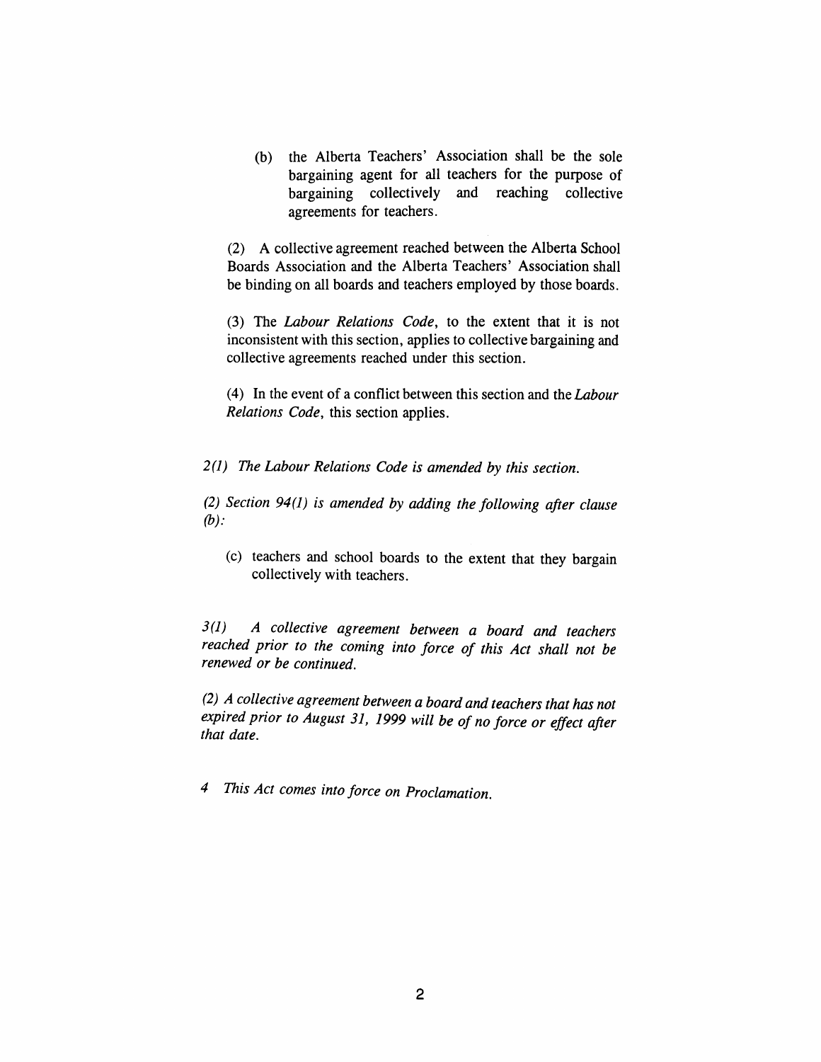(b) the Alberta Teachers' Association shall be the sole bargaining agent for all teachers for the purpose of bargaining collectively and reaching collective agreements for teachers.

(2) A collective agreement reached between the Alberta School Boards Association and the Alberta Teachers' Association shall be binding on all boards and teachers employed by those boards.

(3) The *Labour Relations Code*, to the extent that it is not inconsistent with this section, applies to collective bargaining and collective agreements reached under this section.

(4) In the event of a conflict between this section and the *Labour Relations Code*, this section applies.

*2(1) The Labour Relations Code is amended by this section.*

*(2) Section 94(1) is amended by adding the following after clause (b):*

(c) teachers and school boards to the extent that they bargain collectively with teachers.

*3(1) A collective agreement between a board and teachers reached prior to the coming into force of this Act shall not be renewed or be continued.*

*(2) A collective agreement between a board and teachers that has not expired prior to August 31, 1999 will be of no force or effect after that date.*

*4 This Act comes into force on Proclamation.*